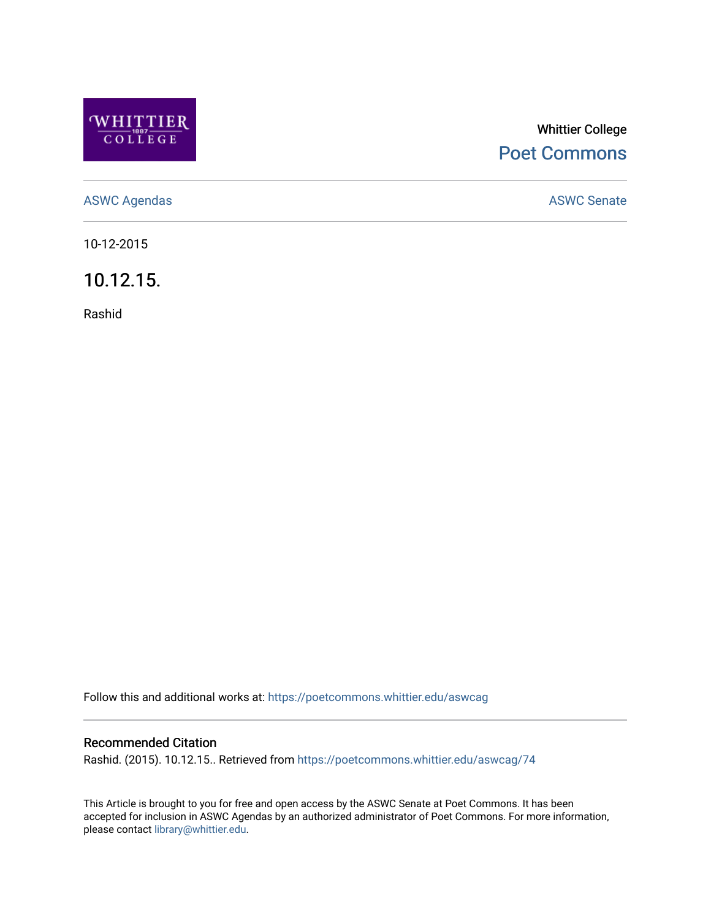Whittier College

Poet Commons

ASWC Agendas

ASWC Senate

10-12-2015

# 10.12.15.

Rashid

Follow this and additional works at: https://poetcommons.whittier.edu/aswcag

## Recommended Citation

Rashid. (2015). 10.12.15.. Retrieved from https://poetcommons.whittier.edu/aswcag/74

This Article is brought to you for free and open access by the ASWC Senate at Poet Commons. It has been accepted for inclusion in ASWC Agendas by an authorized administrator of Poet Commons. For more information, please contact library@whittier.edu.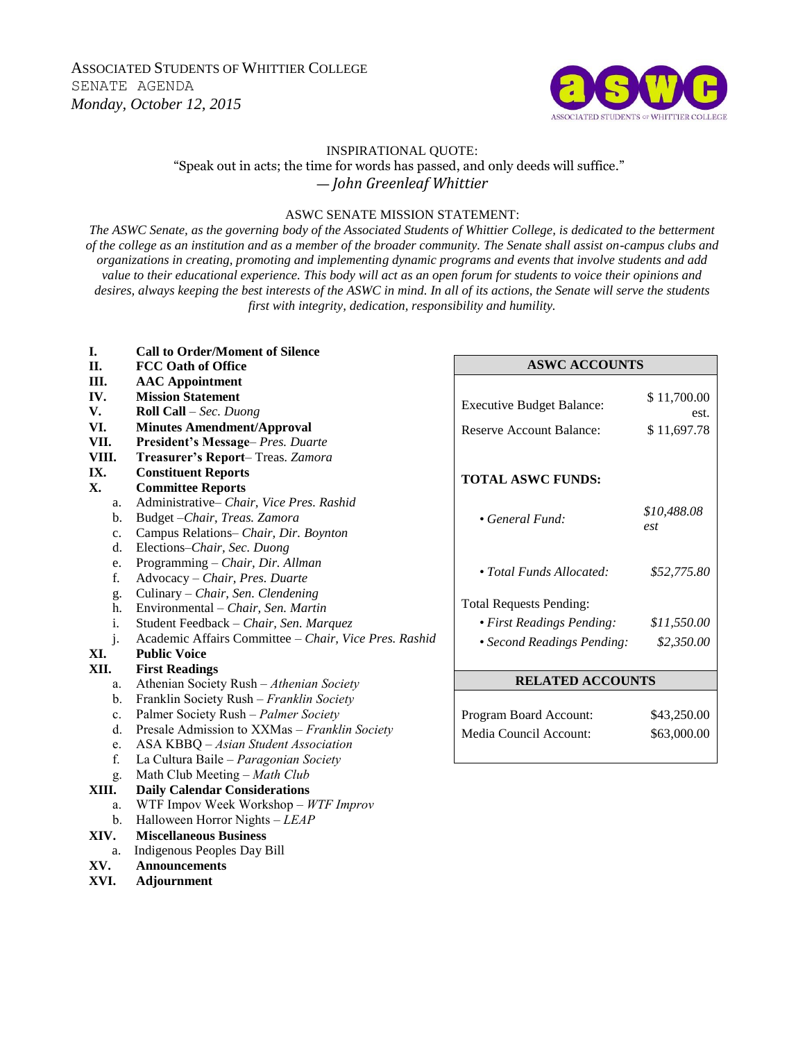ASSOCIATED STUDENTS OF WHITTIER COLLEGE
SENATE AGENDA
*Monday, October 12, 2015*

INSPIRATIONAL QUOTE:
"Speak out in acts; the time for words has passed, and only deeds will suffice."
*— John Greenleaf Whittier*

ASWC SENATE MISSION STATEMENT:
*The ASWC Senate, as the governing body of the Associated Students of Whittier College, is dedicated to the betterment of the college as an institution and as a member of the broader community. The Senate shall assist on-campus clubs and organizations in creating, promoting and implementing dynamic programs and events that involve students and add value to their educational experience. This body will act as an open forum for students to voice their opinions and desires, always keeping the best interests of the ASWC in mind. In all of its actions, the Senate will serve the students first with integrity, dedication, responsibility and humility.*

**I. Call to Order/Moment of Silence**
**II. FCC Oath of Office**
**III. AAC Appointment**
**IV. Mission Statement**
**V. Roll Call** – *Sec. Duong*
**VI. Minutes Amendment/Approval**
**VII. President's Message**– *Pres. Duarte*
**VIII. Treasurer's Report**– Treas. *Zamora*
**IX. Constituent Reports**
**X. Committee Reports**
- a. Administrative– *Chair, Vice Pres. Rashid*
- b. Budget –*Chair, Treas. Zamora*
- c. Campus Relations– *Chair, Dir. Boynton*
- d. Elections–*Chair, Sec. Duong*
- e. Programming – *Chair, Dir. Allman*
- f. Advocacy – *Chair, Pres. Duarte*
- g. Culinary – *Chair, Sen. Clendening*
- h. Environmental – *Chair, Sen. Martin*
- i. Student Feedback – *Chair, Sen. Marquez*
- j. Academic Affairs Committee – *Chair, Vice Pres. Rashid*

**XI. Public Voice**
**XII. First Readings**
- a. Athenian Society Rush – *Athenian Society*
- b. Franklin Society Rush – *Franklin Society*
- c. Palmer Society Rush – *Palmer Society*
- d. Presale Admission to XXMas – *Franklin Society*
- e. ASA KBBQ – *Asian Student Association*
- f. La Cultura Baile – *Paragonian Society*
- g. Math Club Meeting – *Math Club*

**XIII. Daily Calendar Considerations**
- a. WTF Impov Week Workshop – *WTF Improv*
- b. Halloween Horror Nights – *LEAP*

**XIV. Miscellaneous Business**
- a. Indigenous Peoples Day Bill

**XV. Announcements**
**XVI. Adjournment**

| ASWC ACCOUNTS | |
|---|---|
| Executive Budget Balance: | $ 11,700.00 est. |
| Reserve Account Balance: | $ 11,697.78 |
| **TOTAL ASWC FUNDS:** | |
| • *General Fund:* | *$10,488.08 est* |
| • *Total Funds Allocated:* | *$52,775.80* |
| Total Requests Pending: | |
| • *First Readings Pending:* | *$11,550.00* |
| • *Second Readings Pending:* | *$2,350.00* |
| **RELATED ACCOUNTS** | |
| Program Board Account: | $43,250.00 |
| Media Council Account: | $63,000.00 |